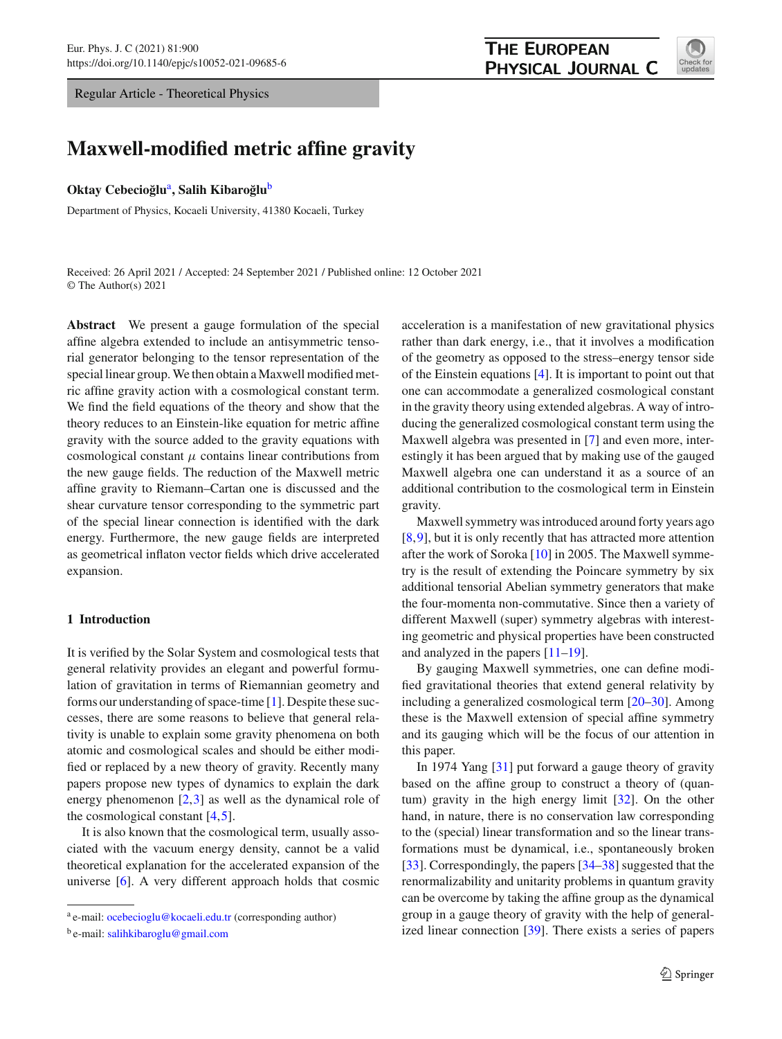Regular Article - Theoretical Physics

# Maxwell-modified metric affine gravity

**Oktay Cebecioğlu**[a], **Salih Kibaroğlu**[b]

Department of Physics, Kocaeli University, 41380 Kocaeli, Turkey

Received: 26 April 2021 / Accepted: 24 September 2021 / Published online: 12 October 2021
© The Author(s) 2021

**Abstract** We present a gauge formulation of the special affine algebra extended to include an antisymmetric tensorial generator belonging to the tensor representation of the special linear group. We then obtain a Maxwell modified metric affine gravity action with a cosmological constant term. We find the field equations of the theory and show that the theory reduces to an Einstein-like equation for metric affine gravity with the source added to the gravity equations with cosmological constant $\mu$ contains linear contributions from the new gauge fields. The reduction of the Maxwell metric affine gravity to Riemann–Cartan one is discussed and the shear curvature tensor corresponding to the symmetric part of the special linear connection is identified with the dark energy. Furthermore, the new gauge fields are interpreted as geometrical inflaton vector fields which drive accelerated expansion.

## 1 Introduction

It is verified by the Solar System and cosmological tests that general relativity provides an elegant and powerful formulation of gravitation in terms of Riemannian geometry and forms our understanding of space-time [1]. Despite these successes, there are some reasons to believe that general relativity is unable to explain some gravity phenomena on both atomic and cosmological scales and should be either modified or replaced by a new theory of gravity. Recently many papers propose new types of dynamics to explain the dark energy phenomenon [2,3] as well as the dynamical role of the cosmological constant [4,5].

It is also known that the cosmological term, usually associated with the vacuum energy density, cannot be a valid theoretical explanation for the accelerated expansion of the universe [6]. A very different approach holds that cosmic acceleration is a manifestation of new gravitational physics rather than dark energy, i.e., that it involves a modification of the geometry as opposed to the stress–energy tensor side of the Einstein equations [4]. It is important to point out that one can accommodate a generalized cosmological constant in the gravity theory using extended algebras. A way of introducing the generalized cosmological constant term using the Maxwell algebra was presented in [7] and even more, interestingly it has been argued that by making use of the gauged Maxwell algebra one can understand it as a source of an additional contribution to the cosmological term in Einstein gravity.

Maxwell symmetry was introduced around forty years ago [8,9], but it is only recently that has attracted more attention after the work of Soroka [10] in 2005. The Maxwell symmetry is the result of extending the Poincare symmetry by six additional tensorial Abelian symmetry generators that make the four-momenta non-commutative. Since then a variety of different Maxwell (super) symmetry algebras with interesting geometric and physical properties have been constructed and analyzed in the papers [11–19].

By gauging Maxwell symmetries, one can define modified gravitational theories that extend general relativity by including a generalized cosmological term [20–30]. Among these is the Maxwell extension of special affine symmetry and its gauging which will be the focus of our attention in this paper.

In 1974 Yang [31] put forward a gauge theory of gravity based on the affine group to construct a theory of (quantum) gravity in the high energy limit [32]. On the other hand, in nature, there is no conservation law corresponding to the (special) linear transformation and so the linear transformations must be dynamical, i.e., spontaneously broken [33]. Correspondingly, the papers [34–38] suggested that the renormalizability and unitarity problems in quantum gravity can be overcome by taking the affine group as the dynamical group in a gauge theory of gravity with the help of generalized linear connection [39]. There exists a series of papers

[a] e-mail: ocebecioglu@kocaeli.edu.tr (corresponding author)

[b] e-mail: salihkibaroglu@gmail.com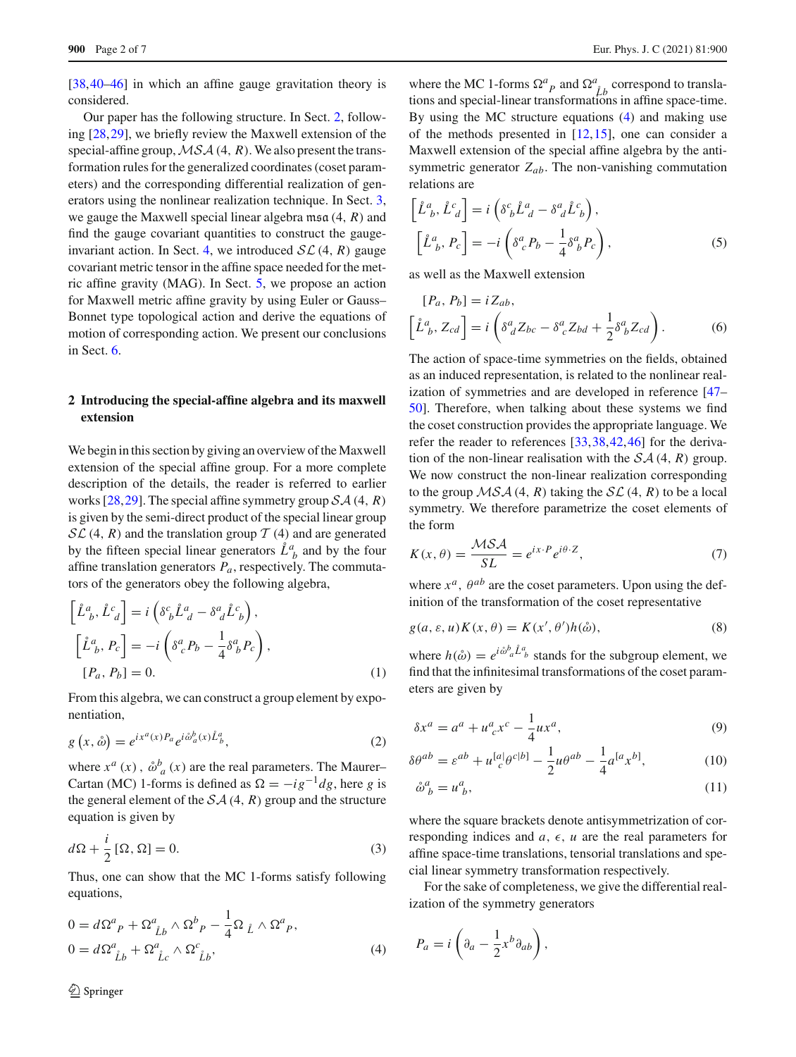[38,40–46] in which an affine gauge gravitation theory is considered.

Our paper has the following structure. In Sect. 2, following [28,29], we briefly review the Maxwell extension of the special-affine group, $\mathcal{MSA}(4, R)$. We also present the transformation rules for the generalized coordinates (coset parameters) and the corresponding differential realization of generators using the nonlinear realization technique. In Sect. 3, we gauge the Maxwell special linear algebra $\mathfrak{msa}(4, R)$ and find the gauge covariant quantities to construct the gauge-invariant action. In Sect. 4, we introduced $\mathcal{SL}(4, R)$ gauge covariant metric tensor in the affine space needed for the metric affine gravity (MAG). In Sect. 5, we propose an action for Maxwell metric affine gravity by using Euler or Gauss–Bonnet type topological action and derive the equations of motion of corresponding action. We present our conclusions in Sect. 6.

## 2 Introducing the special-affine algebra and its maxwell extension

We begin in this section by giving an overview of the Maxwell extension of the special affine group. For a more complete description of the details, the reader is referred to earlier works [28,29]. The special affine symmetry group $\mathcal{SA}(4, R)$ is given by the semi-direct product of the special linear group $\mathcal{SL}(4, R)$ and the translation group $\mathcal{T}(4)$ and are generated by the fifteen special linear generators $\mathring{L}^a{}_b$ and by the four affine translation generators $P_a$, respectively. The commutators of the generators obey the following algebra,

$$
\begin{aligned}
\left[\mathring{L}^a{}_b, \mathring{L}^c{}_d\right] &= i\left(\delta^c{}_b \mathring{L}^a{}_d - \delta^a{}_d \mathring{L}^c{}_b\right), \\
\left[\mathring{L}^a{}_b, P_c\right] &= -i\left(\delta^a{}_c P_b - \frac{1}{4}\delta^a{}_b P_c\right), \\
\left[P_a, P_b\right] &= 0.
\end{aligned} \tag{1}
$$

From this algebra, we can construct a group element by exponentiation,

$$
g\left(x, \mathring{\omega}\right) = e^{ix^a(x)P_a} e^{i\mathring{\omega}^b_a(x)\mathring{L}^a_b}, \tag{2}
$$

where $x^a(x)$, $\mathring{\omega}^b{}_a(x)$ are the real parameters. The Maurer–Cartan (MC) 1-forms is defined as $\Omega = -ig^{-1}dg$, here $g$ is the general element of the $\mathcal{SA}(4, R)$ group and the structure equation is given by

$$
d\Omega + \frac{i}{2}\left[\Omega, \Omega\right] = 0. \tag{3}
$$

Thus, one can show that the MC 1-forms satisfy following equations,

$$
\begin{aligned}
0 &= d\Omega^a{}_P + \Omega^a{}_{\mathring{L}b} \wedge \Omega^b{}_P - \frac{1}{4}\Omega_{\mathring{L}} \wedge \Omega^a{}_P, \\
0 &= d\Omega^a{}_{\mathring{L}b} + \Omega^a{}_{\mathring{L}c} \wedge \Omega^c{}_{\mathring{L}b},
\end{aligned} \tag{4}
$$

where the MC 1-forms $\Omega^a{}_P$ and $\Omega^a{}_{\mathring{L}b}$ correspond to translations and special-linear transformations in affine space-time. By using the MC structure equations (4) and making use of the methods presented in [12,15], one can consider a Maxwell extension of the special affine algebra by the antisymmetric generator $Z_{ab}$. The non-vanishing commutation relations are

$$
\begin{aligned}
\left[\mathring{L}^a{}_b, \mathring{L}^c{}_d\right] &= i\left(\delta^c{}_b \mathring{L}^a{}_d - \delta^a{}_d \mathring{L}^c{}_b\right), \\
\left[\mathring{L}^a{}_b, P_c\right] &= -i\left(\delta^a{}_c P_b - \frac{1}{4}\delta^a{}_b P_c\right),
\end{aligned} \tag{5}
$$

as well as the Maxwell extension

$$
\begin{aligned}
\left[P_a, P_b\right] &= iZ_{ab}, \\
\left[\mathring{L}^a{}_b, Z_{cd}\right] &= i\left(\delta^a{}_d Z_{bc} - \delta^a{}_c Z_{bd} + \frac{1}{2}\delta^a{}_b Z_{cd}\right).
\end{aligned} \tag{6}
$$

The action of space-time symmetries on the fields, obtained as an induced representation, is related to the nonlinear realization of symmetries and are developed in reference [47–50]. Therefore, when talking about these systems we find the coset construction provides the appropriate language. We refer the reader to references [33,38,42,46] for the derivation of the non-linear realisation with the $\mathcal{SA}(4, R)$ group. We now construct the non-linear realization corresponding to the group $\mathcal{MSA}(4, R)$ taking the $\mathcal{SL}(4, R)$ to be a local symmetry. We therefore parametrize the coset elements of the form

$$
K(x, \theta) = \frac{\mathcal{MSA}}{\mathcal{SL}} = e^{ix\cdot P} e^{i\theta\cdot Z}, \tag{7}
$$

where $x^a$, $\theta^{ab}$ are the coset parameters. Upon using the definition of the transformation of the coset representative

$$
g(a, \varepsilon, u)K(x, \theta) = K(x', \theta')h(\mathring{\omega}), \tag{8}
$$

where $h(\mathring{\omega}) = e^{i\mathring{\omega}^b{}_a\mathring{L}^a{}_b}$ stands for the subgroup element, we find that the infinitesimal transformations of the coset parameters are given by

$$
\delta x^a = a^a + u^a{}_c x^c - \frac{1}{4}ux^a, \tag{9}
$$

$$
\delta\theta^{ab} = \varepsilon^{ab} + u^{[a|}{}_c\theta^{c|b]} - \frac{1}{2}u\theta^{ab} - \frac{1}{4}a^{[a}x^{b]}, \tag{10}
$$

$$
\mathring{\omega}^a{}_b = u^a{}_b, \tag{11}
$$

where the square brackets denote antisymmetrization of corresponding indices and $a$, $\epsilon$, $u$ are the real parameters for affine space-time translations, tensorial translations and special linear symmetry transformation respectively.

For the sake of completeness, we give the differential realization of the symmetry generators

$$
P_a = i\left(\partial_a - \frac{1}{2}x^b\partial_{ab}\right),
$$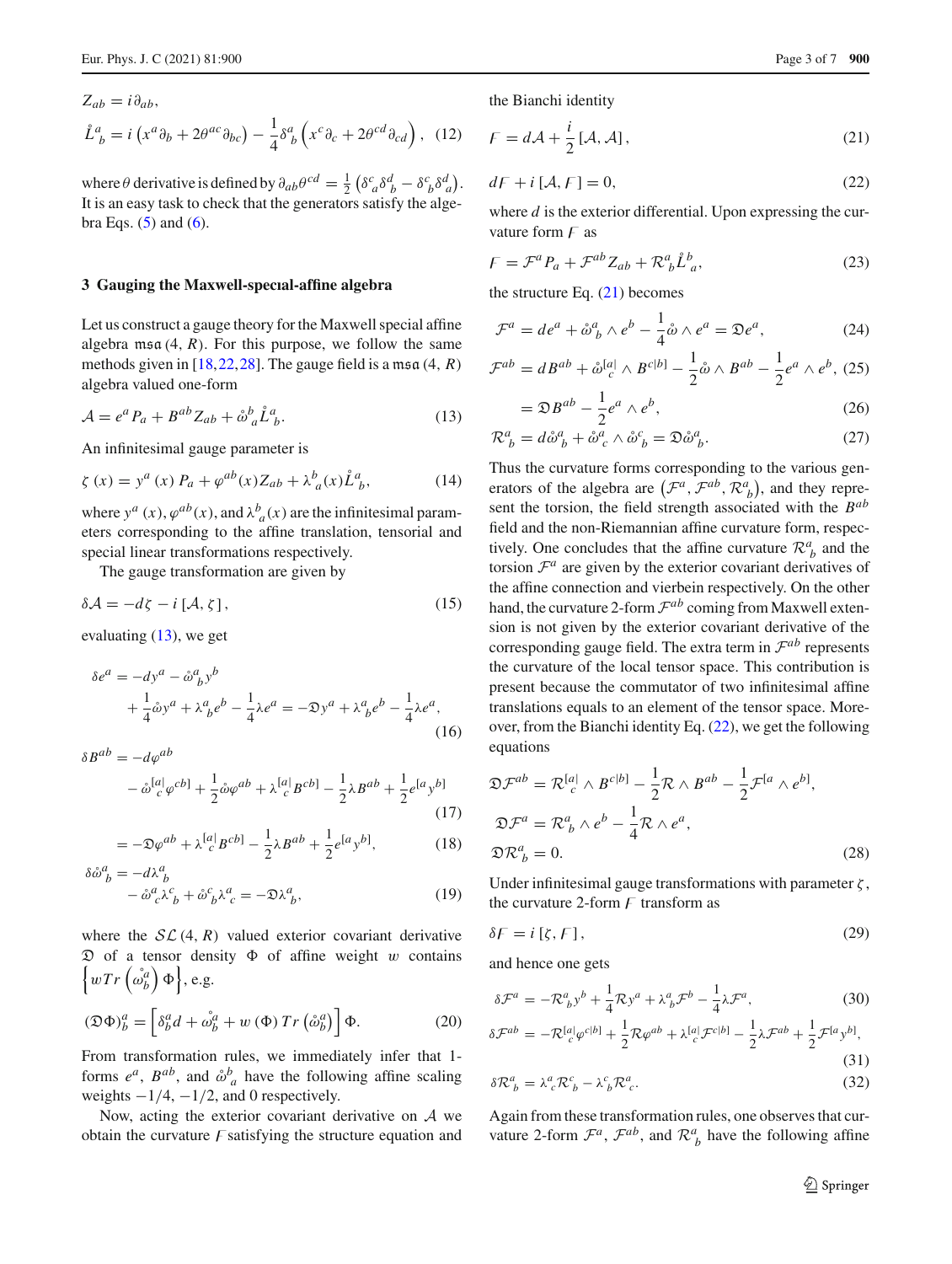$$
Z_{ab} = i\partial_{ab},
$$

$$
\mathring{L}^a_{\ b} = i\left(x^a\partial_b + 2\theta^{ac}\partial_{bc}\right) - \frac{1}{4}\delta^a_{\ b}\left(x^c\partial_c + 2\theta^{cd}\partial_{cd}\right), \quad (12)
$$

where $\theta$ derivative is defined by $\partial_{ab}\theta^{cd} = \frac{1}{2}\left(\delta^c_{\ a}\delta^d_{\ b} - \delta^c_{\ b}\delta^d_{\ a}\right)$. It is an easy task to check that the generators satisfy the algebra Eqs. (5) and (6).

## 3 Gauging the Maxwell-special-affine algebra

Let us construct a gauge theory for the Maxwell special affine algebra $\mathfrak{msa}(4, R)$. For this purpose, we follow the same methods given in [18,22,28]. The gauge field is a $\mathfrak{msa}(4, R)$ algebra valued one-form

$$
\mathcal{A} = e^a P_a + B^{ab}Z_{ab} + \mathring{\omega}^b_{\ a}\mathring{L}^a_{\ b}. \quad (13)
$$

An infinitesimal gauge parameter is

$$
\zeta(x) = y^a(x) P_a + \varphi^{ab}(x)Z_{ab} + \lambda^b_{\ a}(x)\mathring{L}^a_{\ b}, \quad (14)
$$

where $y^a(x)$, $\varphi^{ab}(x)$, and $\lambda^b_{\ a}(x)$ are the infinitesimal parameters corresponding to the affine translation, tensorial and special linear transformations respectively.

The gauge transformation are given by

$$
\delta\mathcal{A} = -d\zeta - i\left[\mathcal{A}, \zeta\right], \quad (15)
$$

evaluating (13), we get

$$
\delta e^a = -dy^a - \mathring{\omega}^a_{\ b}y^b + \frac{1}{4}\mathring{\omega}y^a + \lambda^a_{\ b}e^b - \frac{1}{4}\lambda e^a = -\mathfrak{D}y^a + \lambda^a_{\ b}e^b - \frac{1}{4}\lambda e^a, \quad (16)
$$

$$
\delta B^{ab} = -d\varphi^{ab} - \mathring{\omega}^{[a|}_{\ c}\varphi^{cb]} + \frac{1}{2}\mathring{\omega}\varphi^{ab} + \lambda^{[a|}_{\ c}B^{cb]} - \frac{1}{2}\lambda B^{ab} + \frac{1}{2}e^{[a}y^{b]} \quad (17)
$$

$$
= -\mathfrak{D}\varphi^{ab} + \lambda^{[a|}_{\ c}B^{cb]} - \frac{1}{2}\lambda B^{ab} + \frac{1}{2}e^{[a}y^{b]}, \quad (18)
$$

$$
\delta\mathring{\omega}^a_{\ b} = -d\lambda^a_{\ b} - \mathring{\omega}^a_{\ c}\lambda^c_{\ b} + \mathring{\omega}^c_{\ b}\lambda^a_{\ c} = -\mathfrak{D}\lambda^a_{\ b}, \quad (19)
$$

where the $\mathcal{SL}(4, R)$ valued exterior covariant derivative $\mathfrak{D}$ of a tensor density $\Phi$ of affine weight $w$ contains $\left\{wTr\left(\mathring{\omega}^a_b\right)\Phi\right\}$, e.g.

$$
(\mathfrak{D}\Phi)^a_b = \left[\delta^a_b d + \mathring{\omega}^a_b + w(\Phi)\, Tr\left(\mathring{\omega}^a_b\right)\right]\Phi. \quad (20)
$$

From transformation rules, we immediately infer that 1-forms $e^a$, $B^{ab}$, and $\mathring{\omega}^b_{\ a}$ have the following affine scaling weights $-1/4$, $-1/2$, and $0$ respectively.

Now, acting the exterior covariant derivative on $\mathcal{A}$ we obtain the curvature $\mathcal{F}$ satisfying the structure equation and the Bianchi identity

$$
\mathcal{F} = d\mathcal{A} + \frac{i}{2}\left[\mathcal{A}, \mathcal{A}\right], \quad (21)
$$

$$
d\mathcal{F} + i\left[\mathcal{A}, \mathcal{F}\right] = 0, \quad (22)
$$

where $d$ is the exterior differential. Upon expressing the curvature form $\mathcal{F}$ as

$$
\mathcal{F} = \mathcal{F}^a P_a + \mathcal{F}^{ab}Z_{ab} + \mathcal{R}^a_{\ b}\mathring{L}^b_{\ a}, \quad (23)
$$

the structure Eq. (21) becomes

$$
\mathcal{F}^a = de^a + \mathring{\omega}^a_{\ b}\wedge e^b - \frac{1}{4}\mathring{\omega}\wedge e^a = \mathfrak{D}e^a, \quad (24)
$$

$$
\mathcal{F}^{ab} = dB^{ab} + \mathring{\omega}^{[a|}_{\ c}\wedge B^{c|b]} - \frac{1}{2}\mathring{\omega}\wedge B^{ab} - \frac{1}{2}e^a\wedge e^b, \quad (25)
$$

$$
= \mathfrak{D}B^{ab} - \frac{1}{2}e^a\wedge e^b, \quad (26)
$$

$$
\mathcal{R}^a_{\ b} = d\mathring{\omega}^a_{\ b} + \mathring{\omega}^a_{\ c}\wedge\mathring{\omega}^c_{\ b} = \mathfrak{D}\mathring{\omega}^a_{\ b}. \quad (27)
$$

Thus the curvature forms corresponding to the various generators of the algebra are $\left(\mathcal{F}^a, \mathcal{F}^{ab}, \mathcal{R}^a_{\ b}\right)$, and they represent the torsion, the field strength associated with the $B^{ab}$ field and the non-Riemannian affine curvature form, respectively. One concludes that the affine curvature $\mathcal{R}^a_{\ b}$ and the torsion $\mathcal{F}^a$ are given by the exterior covariant derivatives of the affine connection and vierbein respectively. On the other hand, the curvature 2-form $\mathcal{F}^{ab}$ coming from Maxwell extension is not given by the exterior covariant derivative of the corresponding gauge field. The extra term in $\mathcal{F}^{ab}$ represents the curvature of the local tensor space. This contribution is present because the commutator of two infinitesimal affine translations equals to an element of the tensor space. Moreover, from the Bianchi identity Eq. (22), we get the following equations

$$
\mathfrak{D}\mathcal{F}^{ab} = \mathcal{R}^{[a|}_{\ c}\wedge B^{c|b]} - \frac{1}{2}\mathcal{R}\wedge B^{ab} - \frac{1}{2}\mathcal{F}^{[a}\wedge e^{b]},
$$

$$
\mathfrak{D}\mathcal{F}^a = \mathcal{R}^a_{\ b}\wedge e^b - \frac{1}{4}\mathcal{R}\wedge e^a,
$$

$$
\mathfrak{D}\mathcal{R}^a_{\ b} = 0. \quad (28)
$$

Under infinitesimal gauge transformations with parameter $\zeta$, the curvature 2-form $\mathcal{F}$ transform as

$$
\delta\mathcal{F} = i\left[\zeta, \mathcal{F}\right], \quad (29)
$$

and hence one gets

$$
\delta\mathcal{F}^a = -\mathcal{R}^a_{\ b}y^b + \frac{1}{4}\mathcal{R}y^a + \lambda^a_{\ b}\mathcal{F}^b - \frac{1}{4}\lambda\mathcal{F}^a, \quad (30)
$$

$$
\delta\mathcal{F}^{ab} = -\mathcal{R}^{[a|}_{\ c}\varphi^{c|b]} + \frac{1}{2}\mathcal{R}\varphi^{ab} + \lambda^{[a|}_{\ c}\mathcal{F}^{c|b]} - \frac{1}{2}\lambda\mathcal{F}^{ab} + \frac{1}{2}\mathcal{F}^{[a}y^{b]}, \quad (31)
$$

$$
\delta\mathcal{R}^a_{\ b} = \lambda^a_{\ c}\mathcal{R}^c_{\ b} - \lambda^c_{\ b}\mathcal{R}^a_{\ c}. \quad (32)
$$

Again from these transformation rules, one observes that curvature 2-form $\mathcal{F}^a$, $\mathcal{F}^{ab}$, and $\mathcal{R}^a_{\ b}$ have the following affine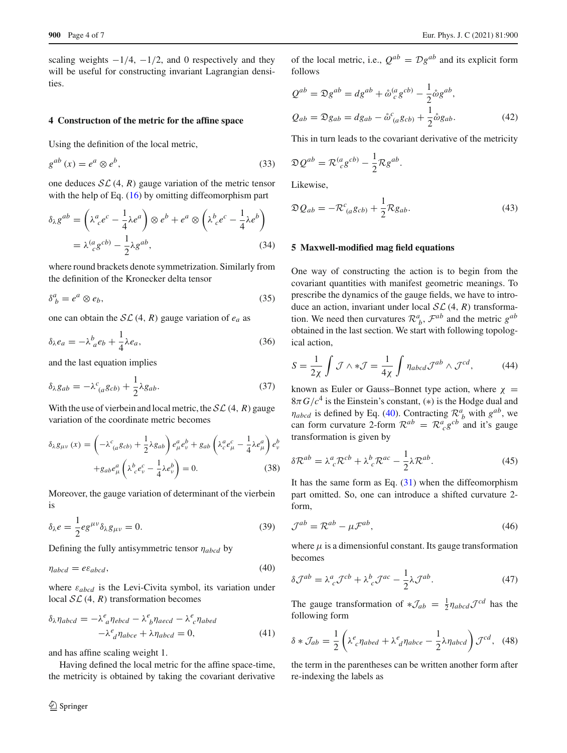scaling weights $-1/4$, $-1/2$, and 0 respectively and they will be useful for constructing invariant Lagrangian densities.

## 4 Construction of the metric for the affine space

Using the definition of the local metric,

$$g^{ab}(x) = e^a \otimes e^b, \tag{33}$$

one deduces $\mathcal{SL}(4, R)$ gauge variation of the metric tensor with the help of Eq. (16) by omitting diffeomorphism part

$$\begin{aligned}\delta_\lambda g^{ab} &= \left(\lambda^a{}_c e^c - \frac{1}{4}\lambda e^a\right) \otimes e^b + e^a \otimes \left(\lambda^b{}_c e^c - \frac{1}{4}\lambda e^b\right) \\ &= \lambda^{(a}{}_c g^{cb)} - \frac{1}{2}\lambda g^{ab},\end{aligned} \tag{34}$$

where round brackets denote symmetrization. Similarly from the definition of the Kronecker delta tensor

$$\delta^a_b = e^a \otimes e_b, \tag{35}$$

one can obtain the $\mathcal{SL}(4, R)$ gauge variation of $e_a$ as

$$\delta_\lambda e_a = -\lambda^b{}_a e_b + \frac{1}{4}\lambda e_a, \tag{36}$$

and the last equation implies

$$\delta_\lambda g_{ab} = -\lambda^c{}_{(a} g_{cb)} + \frac{1}{2}\lambda g_{ab}. \tag{37}$$

With the use of vierbein and local metric, the $\mathcal{SL}(4, R)$ gauge variation of the coordinate metric becomes

$$\begin{aligned}\delta_\lambda g_{\mu\nu}(x) &= \left(-\lambda^c{}_{(a} g_{cb)} + \frac{1}{2}\lambda g_{ab}\right) e^a_\mu e^b_\nu + g_{ab}\left(\lambda^a{}_c e^c_\mu - \frac{1}{4}\lambda e^a_\mu\right) e^b_\nu \\ &\quad + g_{ab} e^a_\mu \left(\lambda^b{}_c e^c_\nu - \frac{1}{4}\lambda e^b_\nu\right) = 0.\end{aligned} \tag{38}$$

Moreover, the gauge variation of determinant of the vierbein is

$$\delta_\lambda e = \frac{1}{2} e g^{\mu\nu} \delta_\lambda g_{\mu\nu} = 0. \tag{39}$$

Defining the fully antisymmetric tensor $\eta_{abcd}$ by

$$\eta_{abcd} = e\varepsilon_{abcd}, \tag{40}$$

where $\varepsilon_{abcd}$ is the Levi-Civita symbol, its variation under local $\mathcal{SL}(4, R)$ transformation becomes

$$\begin{aligned}\delta_\lambda \eta_{abcd} &= -\lambda^e{}_a \eta_{ebcd} - \lambda^e{}_b \eta_{aecd} - \lambda^e{}_c \eta_{abed} \\ &\quad - \lambda^e{}_d \eta_{abce} + \lambda \eta_{abcd} = 0,\end{aligned} \tag{41}$$

and has affine scaling weight 1.

Having defined the local metric for the affine space-time, the metricity is obtained by taking the covariant derivative of the local metric, i.e., $Q^{ab} = \mathcal{D}g^{ab}$ and its explicit form follows

$$\begin{aligned}Q^{ab} &= \mathfrak{D} g^{ab} = dg^{ab} + \mathring{\omega}^{(a}{}_c g^{cb)} - \frac{1}{2}\mathring{\omega} g^{ab}, \\ Q_{ab} &= \mathfrak{D} g_{ab} = dg_{ab} - \mathring{\omega}^c{}_{(a} g_{cb)} + \frac{1}{2}\mathring{\omega} g_{ab}.\end{aligned} \tag{42}$$

This in turn leads to the covariant derivative of the metricity

$$\mathfrak{D} Q^{ab} = \mathcal{R}^{(a}{}_c g^{cb)} - \frac{1}{2}\mathcal{R} g^{ab}.$$

Likewise,

$$\mathfrak{D} Q_{ab} = -\mathcal{R}^c{}_{(a} g_{cb)} + \frac{1}{2}\mathcal{R} g_{ab}. \tag{43}$$

## 5 Maxwell-modified mag field equations

One way of constructing the action is to begin from the covariant quantities with manifest geometric meanings. To prescribe the dynamics of the gauge fields, we have to introduce an action, invariant under local $\mathcal{SL}(4, R)$ transformation. We need then curvatures $\mathcal{R}^a{}_b$, $\mathcal{F}^{ab}$ and the metric $g^{ab}$ obtained in the last section. We start with following topological action,

$$S = \frac{1}{2\chi}\int \mathcal{J} \wedge *\mathcal{J} = \frac{1}{4\chi}\int \eta_{abcd} \mathcal{J}^{ab} \wedge \mathcal{J}^{cd}, \tag{44}$$

known as Euler or Gauss–Bonnet type action, where $\chi = 8\pi G/c^4$ is the Einstein's constant, $(*)$ is the Hodge dual and $\eta_{abcd}$ is defined by Eq. (40). Contracting $\mathcal{R}^a{}_b$ with $g^{ab}$, we can form curvature 2-form $\mathcal{R}^{ab} = \mathcal{R}^a{}_c g^{cb}$ and it's gauge transformation is given by

$$\delta \mathcal{R}^{ab} = \lambda^a{}_c \mathcal{R}^{cb} + \lambda^b{}_c \mathcal{R}^{ac} - \frac{1}{2}\lambda \mathcal{R}^{ab}. \tag{45}$$

It has the same form as Eq. (31) when the diffeomorphism part omitted. So, one can introduce a shifted curvature 2-form,

$$\mathcal{J}^{ab} = \mathcal{R}^{ab} - \mu \mathcal{F}^{ab}, \tag{46}$$

where $\mu$ is a dimensionful constant. Its gauge transformation becomes

$$\delta \mathcal{J}^{ab} = \lambda^a{}_c \mathcal{J}^{cb} + \lambda^b{}_c \mathcal{J}^{ac} - \frac{1}{2}\lambda \mathcal{J}^{ab}. \tag{47}$$

The gauge transformation of $*\mathcal{J}_{ab} = \frac{1}{2}\eta_{abcd}\mathcal{J}^{cd}$ has the following form

$$\delta * \mathcal{J}_{ab} = \frac{1}{2}\left(\lambda^e{}_c \eta_{abed} + \lambda^e{}_d \eta_{abce} - \frac{1}{2}\lambda \eta_{abcd}\right)\mathcal{J}^{cd}, \tag{48}$$

the term in the parentheses can be written another form after re-indexing the labels as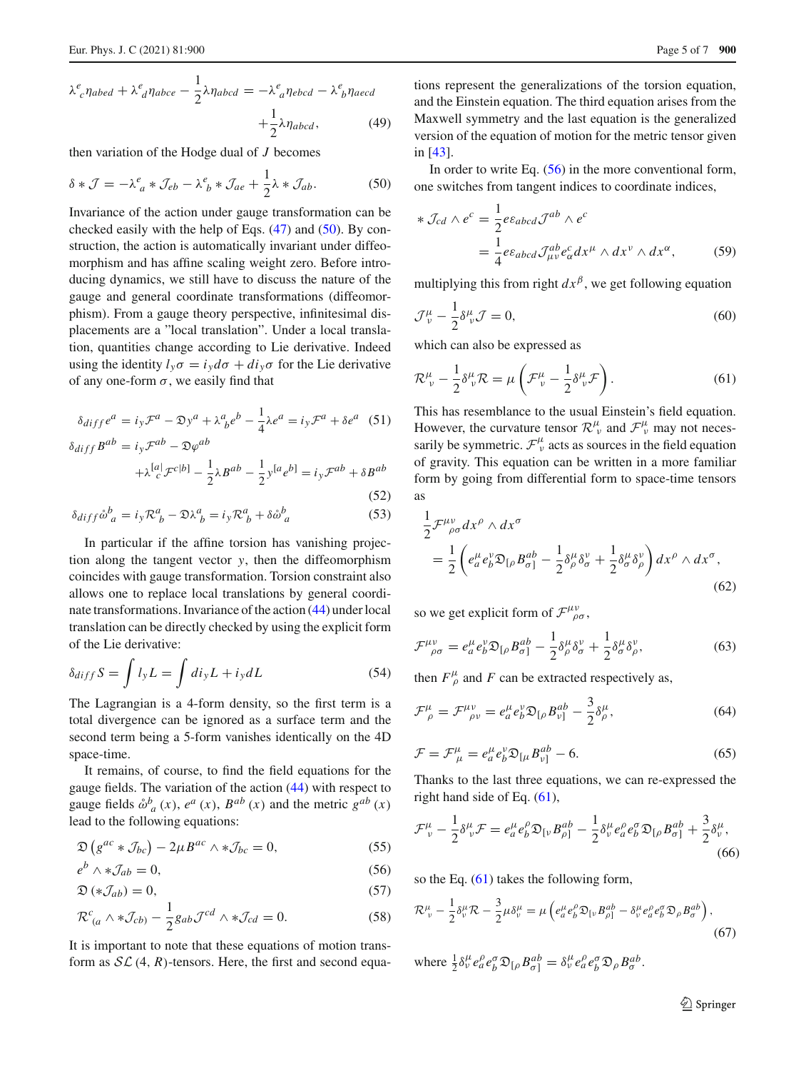$$\lambda^{e}_{\ c}\eta_{abed} + \lambda^{e}_{\ d}\eta_{abce} - \frac{1}{2}\lambda\eta_{abcd} = -\lambda^{e}_{\ a}\eta_{ebcd} - \lambda^{e}_{\ b}\eta_{aecd} + \frac{1}{2}\lambda\eta_{abcd}, \tag{49}$$

then variation of the Hodge dual of $J$ becomes

$$\delta * \mathcal{J} = -\lambda^{e}_{\ a} * \mathcal{J}_{eb} - \lambda^{e}_{\ b} * \mathcal{J}_{ae} + \frac{1}{2}\lambda * \mathcal{J}_{ab}. \tag{50}$$

Invariance of the action under gauge transformation can be checked easily with the help of Eqs. (47) and (50). By construction, the action is automatically invariant under diffeomorphism and has affine scaling weight zero. Before introducing dynamics, we still have to discuss the nature of the gauge and general coordinate transformations (diffeomorphism). From a gauge theory perspective, infinitesimal displacements are a "local translation". Under a local translation, quantities change according to Lie derivative. Indeed using the identity $l_y\sigma = i_y d\sigma + d i_y \sigma$ for the Lie derivative of any one-form $\sigma$, we easily find that

$$\delta_{diff} e^{a} = i_y \mathcal{F}^{a} - \mathfrak{D} y^{a} + \lambda^{a}_{\ b} e^{b} - \frac{1}{4}\lambda e^{a} = i_y \mathcal{F}^{a} + \delta e^{a} \tag{51}$$

$$\delta_{diff} B^{ab} = i_y \mathcal{F}^{ab} - \mathfrak{D}\varphi^{ab} + \lambda^{[a|}_{\ \ c}\mathcal{F}^{c|b]} - \frac{1}{2}\lambda B^{ab} - \frac{1}{2} y^{[a} e^{b]} = i_y \mathcal{F}^{ab} + \delta B^{ab} \tag{52}$$

$$\delta_{diff} \mathring{\omega}^{b}_{\ a} = i_y \mathcal{R}^{a}_{\ b} - \mathfrak{D}\lambda^{a}_{\ b} = i_y \mathcal{R}^{a}_{\ b} + \delta \mathring{\omega}^{b}_{\ a} \tag{53}$$

In particular if the affine torsion has vanishing projection along the tangent vector $y$, then the diffeomorphism coincides with gauge transformation. Torsion constraint also allows one to replace local translations by general coordinate transformations. Invariance of the action (44) under local translation can be directly checked by using the explicit form of the Lie derivative:

$$\delta_{diff} S = \int l_y L = \int d i_y L + i_y dL \tag{54}$$

The Lagrangian is a 4-form density, so the first term is a total divergence can be ignored as a surface term and the second term being a 5-form vanishes identically on the 4D space-time.

It remains, of course, to find the field equations for the gauge fields. The variation of the action (44) with respect to gauge fields $\mathring{\omega}^{b}_{\ a}(x)$, $e^{a}(x)$, $B^{ab}(x)$ and the metric $g^{ab}(x)$ lead to the following equations:

$$\mathfrak{D}\left(g^{ac} * \mathcal{J}_{bc}\right) - 2\mu B^{ac} \wedge * \mathcal{J}_{bc} = 0, \tag{55}$$

$$e^{b} \wedge * \mathcal{J}_{ab} = 0, \tag{56}$$

$$\mathfrak{D}\left(* \mathcal{J}_{ab}\right) = 0, \tag{57}$$

$$\mathcal{R}^{c}_{\ (a} \wedge * \mathcal{J}_{cb)} - \frac{1}{2} g_{ab} \mathcal{J}^{cd} \wedge * \mathcal{J}_{cd} = 0. \tag{58}$$

It is important to note that these equations of motion transform as $\mathcal{SL}(4, R)$-tensors. Here, the first and second equations represent the generalizations of the torsion equation, and the Einstein equation. The third equation arises from the Maxwell symmetry and the last equation is the generalized version of the equation of motion for the metric tensor given in [43].

In order to write Eq. (56) in the more conventional form, one switches from tangent indices to coordinate indices,

$$* \mathcal{J}_{cd} \wedge e^{c} = \frac{1}{2} e \varepsilon_{abcd} \mathcal{J}^{ab} \wedge e^{c} = \frac{1}{4} e \varepsilon_{abcd} \mathcal{J}^{ab}_{\mu\nu} e^{c}_{\alpha} dx^{\mu} \wedge dx^{\nu} \wedge dx^{\alpha}, \tag{59}$$

multiplying this from right $dx^{\beta}$, we get following equation

$$\mathcal{J}^{\mu}_{\ \nu} - \frac{1}{2}\delta^{\mu}_{\ \nu}\mathcal{J} = 0, \tag{60}$$

which can also be expressed as

$$\mathcal{R}^{\mu}_{\ \nu} - \frac{1}{2}\delta^{\mu}_{\ \nu}\mathcal{R} = \mu\left(\mathcal{F}^{\mu}_{\ \nu} - \frac{1}{2}\delta^{\mu}_{\ \nu}\mathcal{F}\right). \tag{61}$$

This has resemblance to the usual Einstein's field equation. However, the curvature tensor $\mathcal{R}^{\mu}_{\ \nu}$ and $\mathcal{F}^{\mu}_{\ \nu}$ may not necessarily be symmetric. $\mathcal{F}^{\mu}_{\ \nu}$ acts as sources in the field equation of gravity. This equation can be written in a more familiar form by going from differential form to space-time tensors as

$$\frac{1}{2}\mathcal{F}^{\mu\nu}_{\ \ \rho\sigma} dx^{\rho} \wedge dx^{\sigma} = \frac{1}{2}\left(e^{\mu}_{a} e^{\nu}_{b} \mathfrak{D}_{[\rho} B^{ab}_{\sigma]} - \frac{1}{2}\delta^{\mu}_{\rho}\delta^{\nu}_{\sigma} + \frac{1}{2}\delta^{\mu}_{\sigma}\delta^{\nu}_{\rho}\right) dx^{\rho} \wedge dx^{\sigma}, \tag{62}$$

so we get explicit form of $\mathcal{F}^{\mu\nu}_{\ \ \rho\sigma}$,

$$\mathcal{F}^{\mu\nu}_{\ \ \rho\sigma} = e^{\mu}_{a} e^{\nu}_{b} \mathfrak{D}_{[\rho} B^{ab}_{\sigma]} - \frac{1}{2}\delta^{\mu}_{\rho}\delta^{\nu}_{\sigma} + \frac{1}{2}\delta^{\mu}_{\sigma}\delta^{\nu}_{\rho}, \tag{63}$$

then $F^{\mu}_{\ \rho}$ and $F$ can be extracted respectively as,

$$\mathcal{F}^{\mu}_{\ \rho} = \mathcal{F}^{\mu\nu}_{\ \ \rho\nu} = e^{\mu}_{a} e^{\nu}_{b} \mathfrak{D}_{[\rho} B^{ab}_{\nu]} - \frac{3}{2}\delta^{\mu}_{\rho}, \tag{64}$$

$$\mathcal{F} = \mathcal{F}^{\mu}_{\ \mu} = e^{\mu}_{a} e^{\nu}_{b} \mathfrak{D}_{[\mu} B^{ab}_{\nu]} - 6. \tag{65}$$

Thanks to the last three equations, we can re-expressed the right hand side of Eq. (61),

$$\mathcal{F}^{\mu}_{\ \nu} - \frac{1}{2}\delta^{\mu}_{\ \nu}\mathcal{F} = e^{\mu}_{a} e^{\rho}_{b} \mathfrak{D}_{[\nu} B^{ab}_{\rho]} - \frac{1}{2}\delta^{\mu}_{\nu} e^{\rho}_{a} e^{\sigma}_{b} \mathfrak{D}_{[\rho} B^{ab}_{\sigma]} + \frac{3}{2}\delta^{\mu}_{\nu}, \tag{66}$$

so the Eq. (61) takes the following form,

$$\mathcal{R}^{\mu}_{\ \nu} - \frac{1}{2}\delta^{\mu}_{\nu}\mathcal{R} - \frac{3}{2}\mu\delta^{\mu}_{\nu} = \mu\left(e^{\mu}_{a} e^{\rho}_{b} \mathfrak{D}_{[\nu} B^{ab}_{\rho]} - \delta^{\mu}_{\nu} e^{\rho}_{a} e^{\sigma}_{b} \mathfrak{D}_{\rho} B^{ab}_{\sigma}\right), \tag{67}$$

where $\frac{1}{2}\delta^{\mu}_{\nu} e^{\rho}_{a} e^{\sigma}_{b} \mathfrak{D}_{[\rho} B^{ab}_{\sigma]} = \delta^{\mu}_{\nu} e^{\rho}_{a} e^{\sigma}_{b} \mathfrak{D}_{\rho} B^{ab}_{\sigma}$.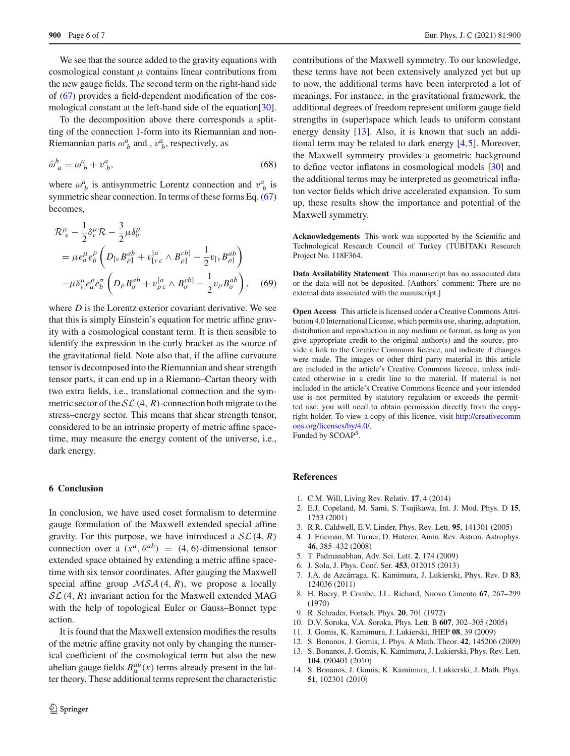We see that the source added to the gravity equations with cosmological constant $\mu$ contains linear contributions from the new gauge fields. The second term on the right-hand side of (67) provides a field-dependent modification of the cosmological constant at the left-hand side of the equation[30].

To the decomposition above there corresponds a splitting of the connection 1-form into its Riemannian and non-Riemannian parts $\omega^{a}{}_{b}$ and , $\upsilon^{a}{}_{b}$, respectively, as

$$\mathring{\omega}^{b}{}_{a} = \omega^{a}{}_{b} + \upsilon^{a}{}_{b}, \tag{68}$$

where $\omega^{a}{}_{b}$ is antisymmetric Lorentz connection and $\upsilon^{a}{}_{b}$ is symmetric shear connection. In terms of these forms Eq. (67) becomes,

$$\begin{aligned}
&\mathcal{R}^{\mu}_{\ \nu} - \frac{1}{2}\delta^{\mu}_{\nu}\mathcal{R} - \frac{3}{2}\mu\delta^{\mu}_{\nu} \\
&= \mu e^{\mu}_{a} e^{\rho}_{b}\left(D_{[\nu}B^{ab}_{\rho]} + \upsilon^{[a}_{[\nu\, c} \wedge B^{cb]}_{\rho]} - \frac{1}{2}\upsilon_{[\nu}B^{ab}_{\rho]}\right) \\
&-\mu\delta^{\mu}_{\nu} e^{\rho}_{a} e^{\sigma}_{b}\left(D_{\rho}B^{ab}_{\sigma} + \upsilon^{[a}_{\rho\, c} \wedge B^{cb]}_{\sigma} - \frac{1}{2}\upsilon_{\rho}B^{ab}_{\sigma}\right),
\end{aligned} \tag{69}$$

where $D$ is the Lorentz exterior covariant derivative. We see that this is simply Einstein's equation for metric affine gravity with a cosmological constant term. It is then sensible to identify the expression in the curly bracket as the source of the gravitational field. Note also that, if the affine curvature tensor is decomposed into the Riemannian and shear strength tensor parts, it can end up in a Riemann–Cartan theory with two extra fields, i.e., translational connection and the symmetric sector of the $\mathcal{SL}(4, R)$-connection both migrate to the stress–energy sector. This means that shear strength tensor, considered to be an intrinsic property of metric affine spacetime, may measure the energy content of the universe, i.e., dark energy.

## 6 Conclusion

In conclusion, we have used coset formalism to determine gauge formulation of the Maxwell extended special affine gravity. For this purpose, we have introduced a $\mathcal{SL}(4, R)$ connection over a $(x^{a}, \theta^{ab}) = (4, 6)$-dimensional tensor extended space obtained by extending a metric affine spacetime with six tensor coordinates. After gauging the Maxwell special affine group $\mathcal{MSA}(4, R)$, we propose a locally $\mathcal{SL}(4, R)$ invariant action for the Maxwell extended MAG with the help of topological Euler or Gauss–Bonnet type action.

It is found that the Maxwell extension modifies the results of the metric affine gravity not only by changing the numerical coefficient of the cosmological term but also the new abelian gauge fields $B^{ab}_{\mu}(x)$ terms already present in the latter theory. These additional terms represent the characteristic contributions of the Maxwell symmetry. To our knowledge, these terms have not been extensively analyzed yet but up to now, the additional terms have been interpreted a lot of meanings. For instance, in the gravitational framework, the additional degrees of freedom represent uniform gauge field strengths in (super)space which leads to uniform constant energy density [13]. Also, it is known that such an additional term may be related to dark energy [4,5]. Moreover, the Maxwell symmetry provides a geometric background to define vector inflatons in cosmological models [30] and the additional terms may be interpreted as geometrical inflaton vector fields which drive accelerated expansion. To sum up, these results show the importance and potential of the Maxwell symmetry.

**Acknowledgements** This work was supported by the Scientific and Technological Research Council of Turkey (TÜBİTAK) Research Project No. 118F364.

**Data Availability Statement** This manuscript has no associated data or the data will not be deposited. [Authors' comment: There are no external data associated with the manuscript.]

**Open Access** This article is licensed under a Creative Commons Attribution 4.0 International License, which permits use, sharing, adaptation, distribution and reproduction in any medium or format, as long as you give appropriate credit to the original author(s) and the source, provide a link to the Creative Commons licence, and indicate if changes were made. The images or other third party material in this article are included in the article's Creative Commons licence, unless indicated otherwise in a credit line to the material. If material is not included in the article's Creative Commons licence and your intended use is not permitted by statutory regulation or exceeds the permitted use, you will need to obtain permission directly from the copyright holder. To view a copy of this licence, visit http://creativecommons.org/licenses/by/4.0/.
Funded by SCOAP[3].

## References

1. C.M. Will, Living Rev. Relativ. **17**, 4 (2014)
2. E.J. Copeland, M. Sami, S. Tsujikawa, Int. J. Mod. Phys. D **15**, 1753 (2001)
3. R.R. Caldwell, E.V. Linder, Phys. Rev. Lett. **95**, 141301 (2005)
4. J. Frieman, M. Turner, D. Huterer, Annu. Rev. Astron. Astrophys. **46**, 385–432 (2008)
5. T. Padmanabhan, Adv. Sci. Lett. **2**, 174 (2009)
6. J. Sola, J. Phys. Conf. Ser. **453**, 012015 (2013)
7. J.A. de Azcárraga, K. Kamimura, J. Lukierski, Phys. Rev. D **83**, 124036 (2011)
8. H. Bacry, P. Combe, J.L. Richard, Nuovo Cimento **67**, 267–299 (1970)
9. R. Schrader, Fortsch. Phys. **20**, 701 (1972)
10. D.V. Soroka, V.A. Soroka, Phys. Lett. B **607**, 302–305 (2005)
11. J. Gomis, K. Kamimura, J. Lukierski, JHEP **08**, 39 (2009)
12. S. Bonanos, J. Gomis, J. Phys. A Math. Theor. **42**, 145206 (2009)
13. S. Bonanos, J. Gomis, K. Kamimura, J. Lukierski, Phys. Rev. Lett. **104**, 090401 (2010)
14. S. Bonanos, J. Gomis, K. Kamimura, J. Lukierski, J. Math. Phys. **51**, 102301 (2010)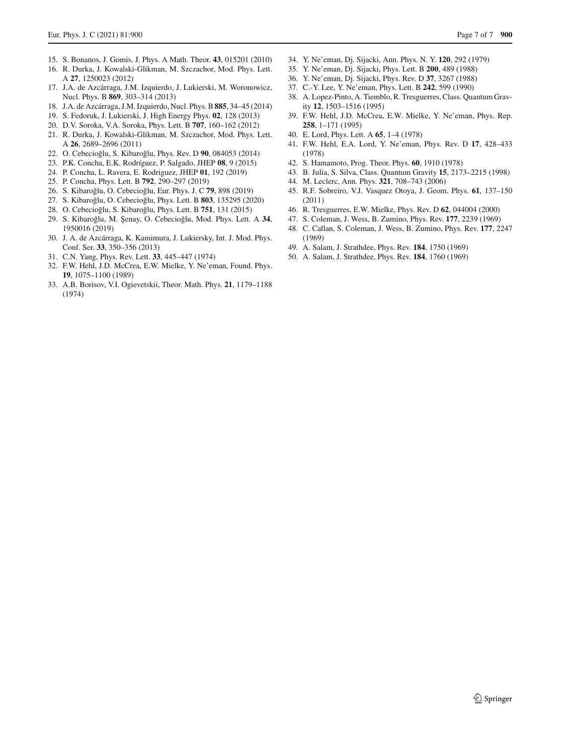15. S. Bonanos, J. Gomis, J. Phys. A Math. Theor. **43**, 015201 (2010)
16. R. Durka, J. Kowalski-Glikman, M. Szczachor, Mod. Phys. Lett. A **27**, 1250023 (2012)
17. J.A. de Azcárraga, J.M. Izquierdo, J. Lukierski, M. Woronowicz, Nucl. Phys. B **869**, 303–314 (2013)
18. J.A. de Azcárraga, J.M. Izquierdo, Nucl. Phys. B **885**, 34–45 (2014)
19. S. Fedoruk, J. Lukierski, J. High Energy Phys. **02**, 128 (2013)
20. D.V. Soroka, V.A. Soroka, Phys. Lett. B **707**, 160–162 (2012)
21. R. Durka, J. Kowalski-Glikman, M. Szczachor, Mod. Phys. Lett. A **26**, 2689–2696 (2011)
22. O. Cebecioğlu, S. Kibaroğlu, Phys. Rev. D **90**, 084053 (2014)
23. P.K. Concha, E.K. Rodríguez, P. Salgado, JHEP **08**, 9 (2015)
24. P. Concha, L. Ravera, E. Rodriguez, JHEP **01**, 192 (2019)
25. P. Concha, Phys. Lett. B **792**, 290–297 (2019)
26. S. Kibaroğlu, O. Cebecioğlu, Eur. Phys. J. C **79**, 898 (2019)
27. S. Kibaroğlu, O. Cebecioğlu, Phys. Lett. B **803**, 135295 (2020)
28. O. Cebecioğlu, S. Kibaroğlu, Phys. Lett. B **751**, 131 (2015)
29. S. Kibaroğlu, M. Şenay, O. Cebecioğlu, Mod. Phys. Lett. A **34**, 1950016 (2019)
30. J. A. de Azcárraga, K. Kamimura, J. Lukiersky, Int. J. Mod. Phys. Conf. Ser. **33**, 350–356 (2013)
31. C.N. Yang, Phys. Rev. Lett. **33**, 445–447 (1974)
32. F.W. Hehl, J.D. McCrea, E.W. Mielke, Y. Ne'eman, Found. Phys. **19**, 1075–1100 (1989)
33. A.B. Borisov, V.I. Ogievetskii, Theor. Math. Phys. **21**, 1179–1188 (1974)
34. Y. Ne'eman, Dj. Sijacki, Ann. Phys. N. Y. **120**, 292 (1979)
35. Y. Ne'eman, Dj. Sijacki, Phys. Lett. B **200**, 489 (1988)
36. Y. Ne'eman, Dj. Sijacki, Phys. Rev. D **37**, 3267 (1988)
37. C.-Y. Lee, Y. Ne'eman, Phys. Lett. B **242**, 599 (1990)
38. A. Lopez-Pinto, A. Tiemblo, R. Tresguerres, Class. Quantum Gravity **12**, 1503–1516 (1995)
39. F.W. Hehl, J.D. McCrea, E.W. Mielke, Y. Ne'eman, Phys. Rep. **258**, 1–171 (1995)
40. E. Lord, Phys. Lett. A **65**, 1–4 (1978)
41. F.W. Hehl, E.A. Lord, Y. Ne'eman, Phys. Rev. D **17**, 428–433 (1978)
42. S. Hamamoto, Prog. Theor. Phys. **60**, 1910 (1978)
43. B. Julia, S. Silva, Class. Quantum Gravity **15**, 2173–2215 (1998)
44. M. Leclerc, Ann. Phys. **321**, 708–743 (2006)
45. R.F. Sobreiro, V.J. Vasquez Otoya, J. Geom. Phys. **61**, 137–150 (2011)
46. R. Tresguerres, E.W. Mielke, Phys. Rev. D **62**, 044004 (2000)
47. S. Coleman, J. Wess, B. Zumino, Phys. Rev. **177**, 2239 (1969)
48. C. Callan, S. Coleman, J. Wess, B. Zumino, Phys. Rev. **177**, 2247 (1969)
49. A. Salam, J. Strathdee, Phys. Rev. **184**, 1750 (1969)
50. A. Salam, J. Strathdee, Phys. Rev. **184**, 1760 (1969)